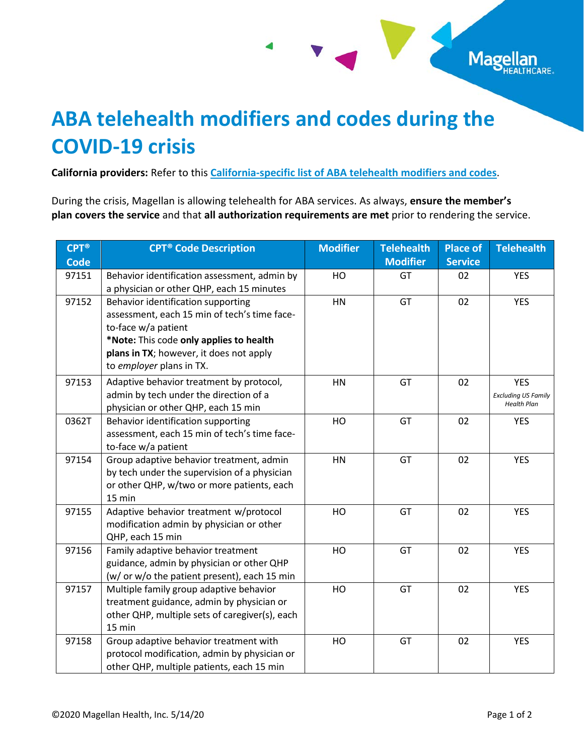# ABA telehealth modifiers and codes during the COVID-19 crisis

**California providers:** Refer to this **California-specific list of ABA telehealth modifiers and codes**.

During the crisis, Magellan is allowing telehealth for ABA services. As always, **ensure the member's plan covers the service** and that **all authorization requirements are met** prior to rendering the service.

| CPT® Code | CPT® Code Description | Modifier | Telehealth Modifier | Place of Service | Telehealth |
|---|---|---|---|---|---|
| 97151 | Behavior identification assessment, admin by a physician or other QHP, each 15 minutes | HO | GT | 02 | YES |
| 97152 | Behavior identification supporting assessment, each 15 min of tech's time face-to-face w/a patient<br>***Note:** This code **only applies to health plans in TX**; however, it does not apply to *employer* plans in TX. | HN | GT | 02 | YES |
| 97153 | Adaptive behavior treatment by protocol, admin by tech under the direction of a physician or other QHP, each 15 min | HN | GT | 02 | YES<br>*Excluding US Family Health Plan* |
| 0362T | Behavior identification supporting assessment, each 15 min of tech's time face-to-face w/a patient | HO | GT | 02 | YES |
| 97154 | Group adaptive behavior treatment, admin by tech under the supervision of a physician or other QHP, w/two or more patients, each 15 min | HN | GT | 02 | YES |
| 97155 | Adaptive behavior treatment w/protocol modification admin by physician or other QHP, each 15 min | HO | GT | 02 | YES |
| 97156 | Family adaptive behavior treatment guidance, admin by physician or other QHP (w/ or w/o the patient present), each 15 min | HO | GT | 02 | YES |
| 97157 | Multiple family group adaptive behavior treatment guidance, admin by physician or other QHP, multiple sets of caregiver(s), each 15 min | HO | GT | 02 | YES |
| 97158 | Group adaptive behavior treatment with protocol modification, admin by physician or other QHP, multiple patients, each 15 min | HO | GT | 02 | YES |

©2020 Magellan Health, Inc. 5/14/20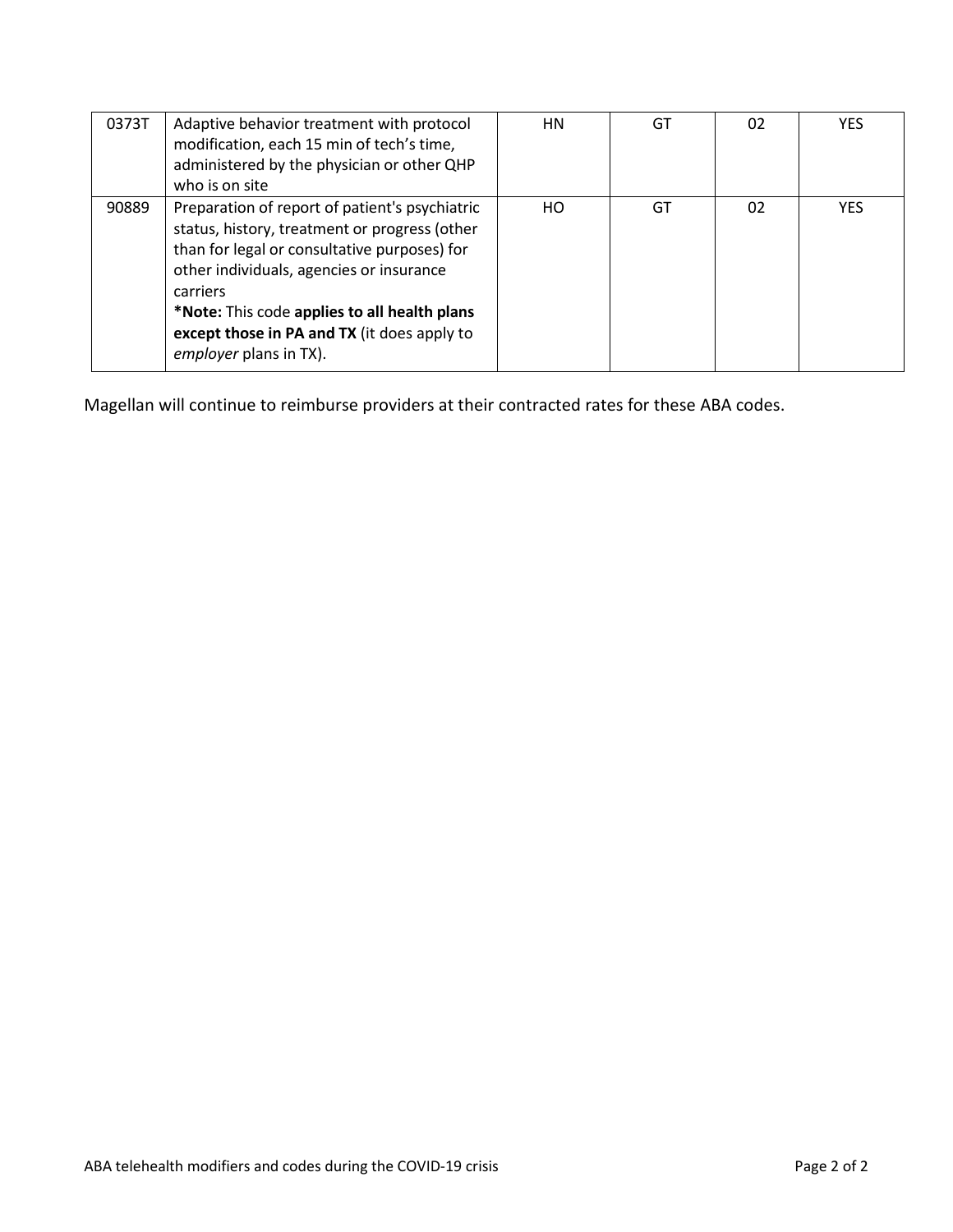| | | | | | |
|---|---|---|---|---|---|
| 0373T | Adaptive behavior treatment with protocol modification, each 15 min of tech's time, administered by the physician or other QHP who is on site | HN | GT | 02 | YES |
| 90889 | Preparation of report of patient's psychiatric status, history, treatment or progress (other than for legal or consultative purposes) for other individuals, agencies or insurance carriers<br>***Note:** This code **applies to all health plans except those in PA and TX** (it does apply to *employer* plans in TX). | HO | GT | 02 | YES |

Magellan will continue to reimburse providers at their contracted rates for these ABA codes.